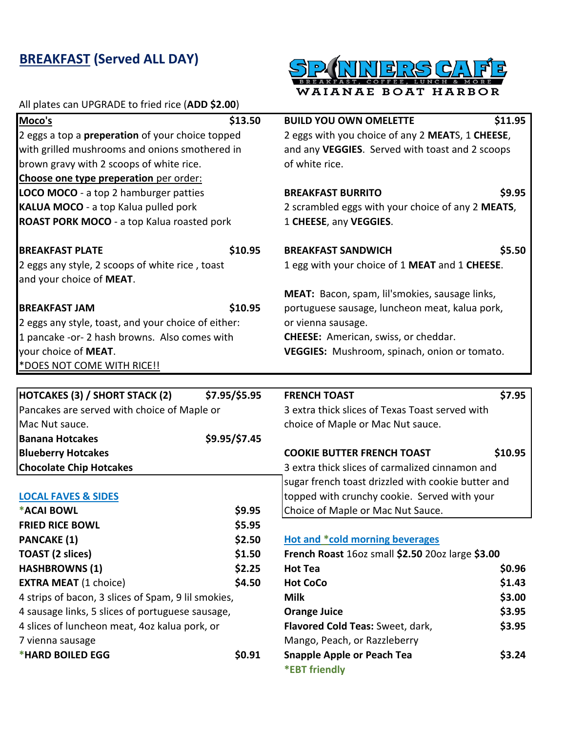# BREAKFAST (Served ALL DAY)

SPINNERS CAFE
BREAKFAST, COFFEE, LUNCH & MORE
WAIANAE BOAT HARBOR

All plates can UPGRADE to fried rice (**ADD $2.00**)

**Moco's** **$13.50**

2 eggs a top a **preperation** of your choice topped with grilled mushrooms and onions smothered in brown gravy with 2 scoops of white rice.

**Choose one type preperation** per order:

**LOCO MOCO** - a top 2 hamburger patties

**KALUA MOCO** - a top Kalua pulled pork

**ROAST PORK MOCO** - a top Kalua roasted pork

**BREAKFAST PLATE** **$10.95**

2 eggs any style, 2 scoops of white rice , toast and your choice of **MEAT**.

**BREAKFAST JAM** **$10.95**

2 eggs any style, toast, and your choice of either: 1 pancake -or- 2 hash browns. Also comes with your choice of **MEAT**.

*DOES NOT COME WITH RICE!!

**BUILD YOU OWN OMELETTE** **$11.95**

2 eggs with you choice of any 2 **MEAT**S, 1 **CHEESE**, and any **VEGGIES**. Served with toast and 2 scoops of white rice.

**BREAKFAST BURRITO** **$9.95**

2 scrambled eggs with your choice of any 2 **MEATS**, 1 **CHEESE**, any **VEGGIES**.

**BREAKFAST SANDWICH** **$5.50**

1 egg with your choice of 1 **MEAT** and 1 **CHEESE**.

**MEAT:** Bacon, spam, lil'smokies, sausage links, portuguese sausage, luncheon meat, kalua pork, or vienna sausage.

**CHEESE:** American, swiss, or cheddar.

**VEGGIES:** Mushroom, spinach, onion or tomato.

**HOTCAKES (3) / SHORT STACK (2)** **$7.95/$5.95**

Pancakes are served with choice of Maple or Mac Nut sauce.

**Banana Hotcakes** **$9.95/$7.45**

**Blueberry Hotcakes**

**Chocolate Chip Hotcakes**

**FRENCH TOAST** **$7.95**

3 extra thick slices of Texas Toast served with choice of Maple or Mac Nut sauce.

**COOKIE BUTTER FRENCH TOAST** **$10.95**

3 extra thick slices of carmalized cinnamon and sugar french toast drizzled with cookie butter and topped with crunchy cookie. Served with your Choice of Maple or Mac Nut Sauce.

## LOCAL FAVES & SIDES

| Item | Price |
|---|---|
| ***ACAI BOWL** | $9.95 |
| **FRIED RICE BOWL** | $5.95 |
| **PANCAKE (1)** | $2.50 |
| **TOAST (2 slices)** | $1.50 |
| **HASHBROWNS (1)** | $2.25 |
| **EXTRA MEAT** (1 choice) | $4.50 |
| ***HARD BOILED EGG** | $0.91 |

Extra meat: 4 strips of bacon, 3 slices of Spam, 9 lil smokies, 4 sausage links, 5 slices of portuguese sausage, 4 slices of luncheon meat, 4oz kalua pork, or 7 vienna sausage

## Hot and *cold morning beverages

| Item | Price |
|---|---|
| **French Roast** 16oz small **$2.50** 20oz large **$3.00** | |
| **Hot Tea** | $0.96 |
| **Hot CoCo** | $1.43 |
| **Milk** | $3.00 |
| **Orange Juice** | $3.95 |
| **Flavored Cold Teas:** Sweet, dark, Mango, Peach, or Razzleberry | $3.95 |
| **Snapple Apple or Peach Tea** | $3.24 |

***EBT friendly**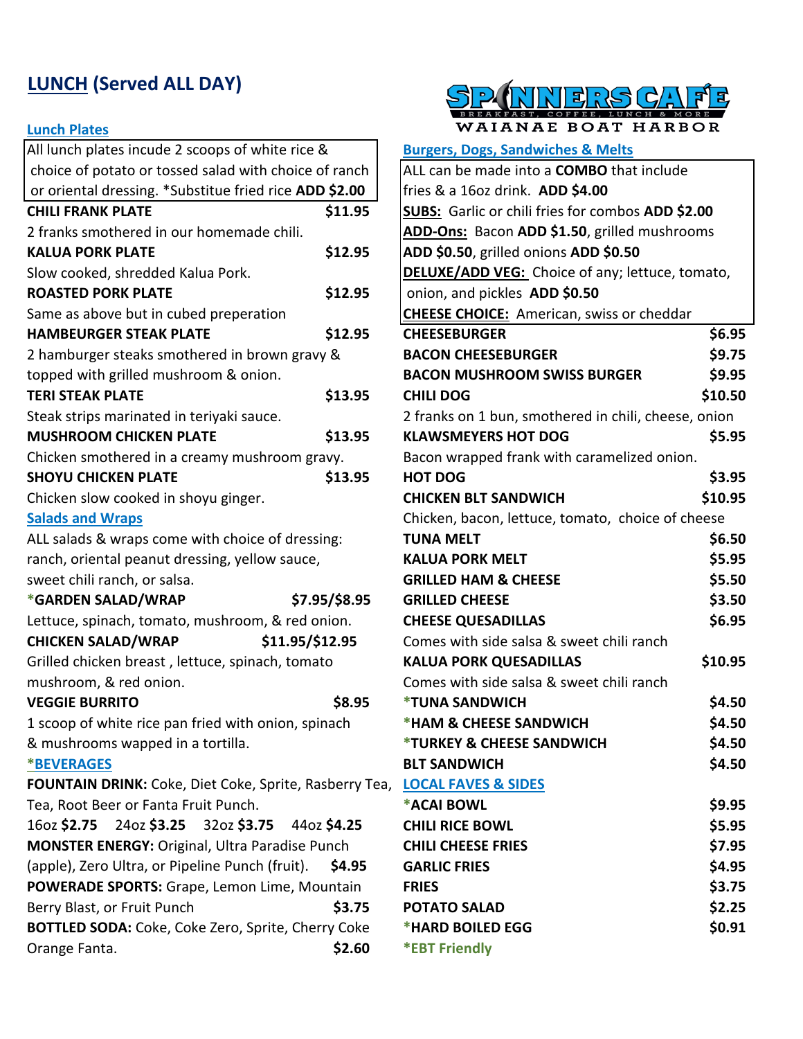# LUNCH (Served ALL DAY)

SPINNERS CAFE
BREAKFAST, COFFEE, LUNCH & MORE
WAIANAE BOAT HARBOR

## Lunch Plates

All lunch plates incude 2 scoops of white rice & choice of potato or tossed salad with choice of ranch or oriental dressing. *Substitue fried rice **ADD $2.00**

**CHILI FRANK PLATE** **$11.95**
2 franks smothered in our homemade chili.

**KALUA PORK PLATE** **$12.95**
Slow cooked, shredded Kalua Pork.

**ROASTED PORK PLATE** **$12.95**
Same as above but in cubed preperation

**HAMBEURGER STEAK PLATE** **$12.95**
2 hamburger steaks smothered in brown gravy & topped with grilled mushroom & onion.

**TERI STEAK PLATE** **$13.95**
Steak strips marinated in teriyaki sauce.

**MUSHROOM CHICKEN PLATE** **$13.95**
Chicken smothered in a creamy mushroom gravy.

**SHOYU CHICKEN PLATE** **$13.95**
Chicken slow cooked in shoyu ginger.

## Salads and Wraps

ALL salads & wraps come with choice of dressing: ranch, oriental peanut dressing, yellow sauce, sweet chili ranch, or salsa.

**\*GARDEN SALAD/WRAP** **$7.95/$8.95**
Lettuce, spinach, tomato, mushroom, & red onion.

**CHICKEN SALAD/WRAP** **$11.95/$12.95**
Grilled chicken breast , lettuce, spinach, tomato mushroom, & red onion.

**VEGGIE BURRITO** **$8.95**
1 scoop of white rice pan fried with onion, spinach & mushrooms wapped in a tortilla.

## *BEVERAGES

**FOUNTAIN DRINK:** Coke, Diet Coke, Sprite, Rasberry Tea, Tea, Root Beer or Fanta Fruit Punch.
16oz **$2.75** 24oz **$3.25** 32oz **$3.75** 44oz **$4.25**

**MONSTER ENERGY:** Original, Ultra Paradise Punch (apple), Zero Ultra, or Pipeline Punch (fruit). **$4.95**

**POWERADE SPORTS:** Grape, Lemon Lime, Mountain Berry Blast, or Fruit Punch **$3.75**

**BOTTLED SODA:** Coke, Coke Zero, Sprite, Cherry Coke Orange Fanta. **$2.60**

## Burgers, Dogs, Sandwiches & Melts

ALL can be made into a **COMBO** that include fries & a 16oz drink. **ADD $4.00**

**SUBS:** Garlic or chili fries for combos **ADD $2.00**

**ADD-Ons:** Bacon **ADD $1.50**, grilled mushrooms **ADD $0.50**, grilled onions **ADD $0.50**

**DELUXE/ADD VEG:** Choice of any; lettuce, tomato, onion, and pickles **ADD $0.50**

**CHEESE CHOICE:** American, swiss or cheddar

**CHEESEBURGER** **$6.95**

**BACON CHEESEBURGER** **$9.75**

**BACON MUSHROOM SWISS BURGER** **$9.95**

**CHILI DOG** **$10.50**
2 franks on 1 bun, smothered in chili, cheese, onion

**KLAWSMEYERS HOT DOG** **$5.95**
Bacon wrapped frank with caramelized onion.

**HOT DOG** **$3.95**

**CHICKEN BLT SANDWICH** **$10.95**
Chicken, bacon, lettuce, tomato, choice of cheese

**TUNA MELT** **$6.50**

**KALUA PORK MELT** **$5.95**

**GRILLED HAM & CHEESE** **$5.50**

**GRILLED CHEESE** **$3.50**

**CHEESE QUESADILLAS** **$6.95**
Comes with side salsa & sweet chili ranch

**KALUA PORK QUESADILLAS** **$10.95**
Comes with side salsa & sweet chili ranch

**\*TUNA SANDWICH** **$4.50**

**\*HAM & CHEESE SANDWICH** **$4.50**

**\*TURKEY & CHEESE SANDWICH** **$4.50**

**BLT SANDWICH** **$4.50**

## LOCAL FAVES & SIDES

**\*ACAI BOWL** **$9.95**

**CHILI RICE BOWL** **$5.95**

**CHILI CHEESE FRIES** **$7.95**

**GARLIC FRIES** **$4.95**

**FRIES** **$3.75**

**POTATO SALAD** **$2.25**

**\*HARD BOILED EGG** **$0.91**

**\*EBT Friendly**